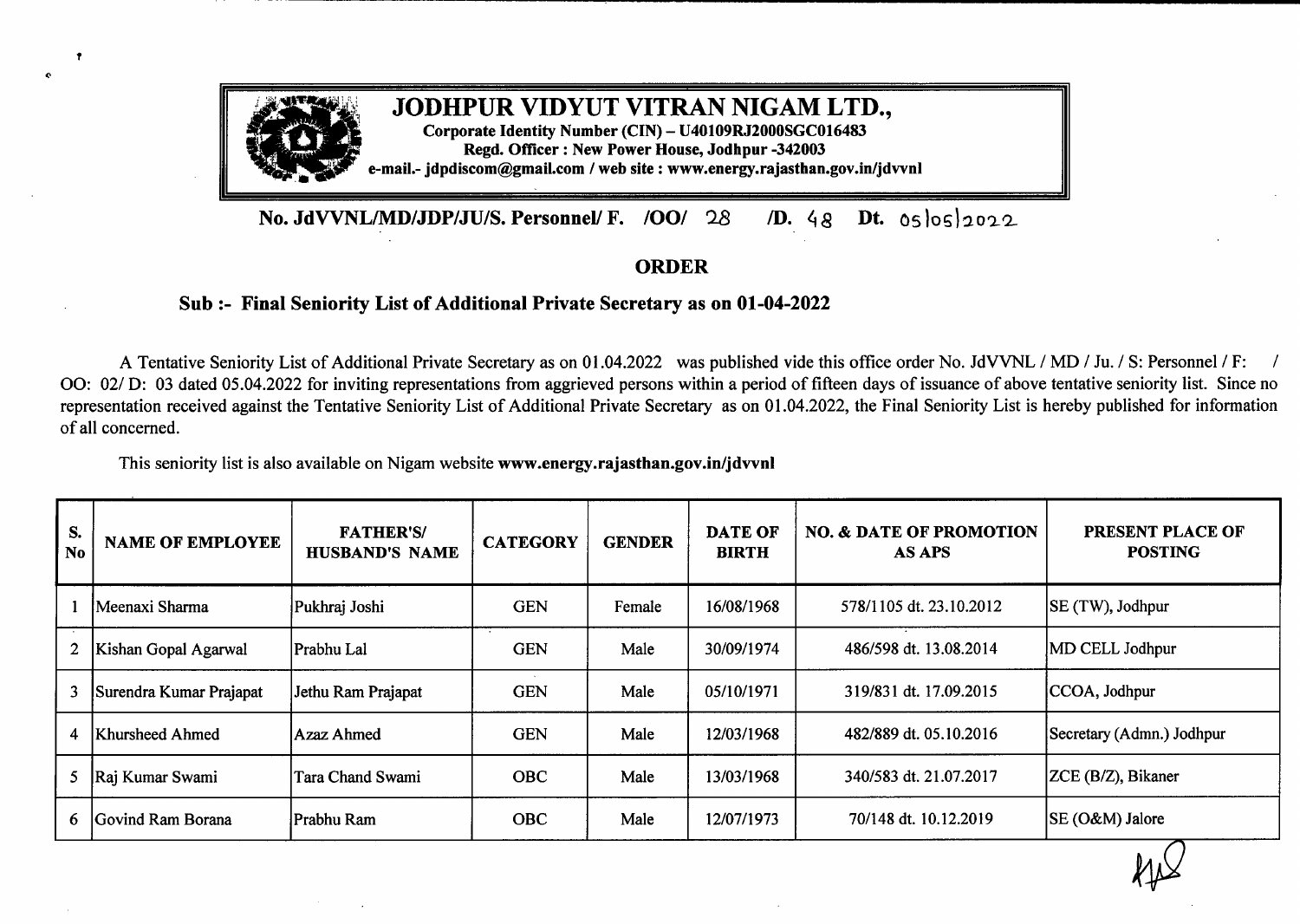# JODHPUR VIDYUT VITRAN NIGAM LTD.,

**Corporate Identity Number (CIN) – U40109RJ2000SGC016483**
**Regd. Officer : New Power House, Jodhpur -342003**
**e-mail.- jdpdiscom@gmail.com / web site : www.energy.rajasthan.gov.in/jdvvnl**

**No. JdVVNL/MD/JDP/JU/S. Personnel/ F. /OO/ 28 /D. 48 Dt. 05/05/2022**

## ORDER

### Sub :- Final Seniority List of Additional Private Secretary as on 01-04-2022

A Tentative Seniority List of Additional Private Secretary as on 01.04.2022 was published vide this office order No. JdVVNL / MD / Ju. / S: Personnel / F: / OO: 02/ D: 03 dated 05.04.2022 for inviting representations from aggrieved persons within a period of fifteen days of issuance of above tentative seniority list. Since no representation received against the Tentative Seniority List of Additional Private Secretary as on 01.04.2022, the Final Seniority List is hereby published for information of all concerned.

This seniority list is also available on Nigam website **www.energy.rajasthan.gov.in/jdvvnl**

| S. No | NAME OF EMPLOYEE | FATHER'S/ HUSBAND'S NAME | CATEGORY | GENDER | DATE OF BIRTH | NO. & DATE OF PROMOTION AS APS | PRESENT PLACE OF POSTING |
|---|---|---|---|---|---|---|---|
| 1 | Meenaxi Sharma | Pukhraj Joshi | GEN | Female | 16/08/1968 | 578/1105 dt. 23.10.2012 | SE (TW), Jodhpur |
| 2 | Kishan Gopal Agarwal | Prabhu Lal | GEN | Male | 30/09/1974 | 486/598 dt. 13.08.2014 | MD CELL Jodhpur |
| 3 | Surendra Kumar Prajapat | Jethu Ram Prajapat | GEN | Male | 05/10/1971 | 319/831 dt. 17.09.2015 | CCOA, Jodhpur |
| 4 | Khursheed Ahmed | Azaz Ahmed | GEN | Male | 12/03/1968 | 482/889 dt. 05.10.2016 | Secretary (Admn.) Jodhpur |
| 5 | Raj Kumar Swami | Tara Chand Swami | OBC | Male | 13/03/1968 | 340/583 dt. 21.07.2017 | ZCE (B/Z), Bikaner |
| 6 | Govind Ram Borana | Prabhu Ram | OBC | Male | 12/07/1973 | 70/148 dt. 10.12.2019 | SE (O&M) Jalore |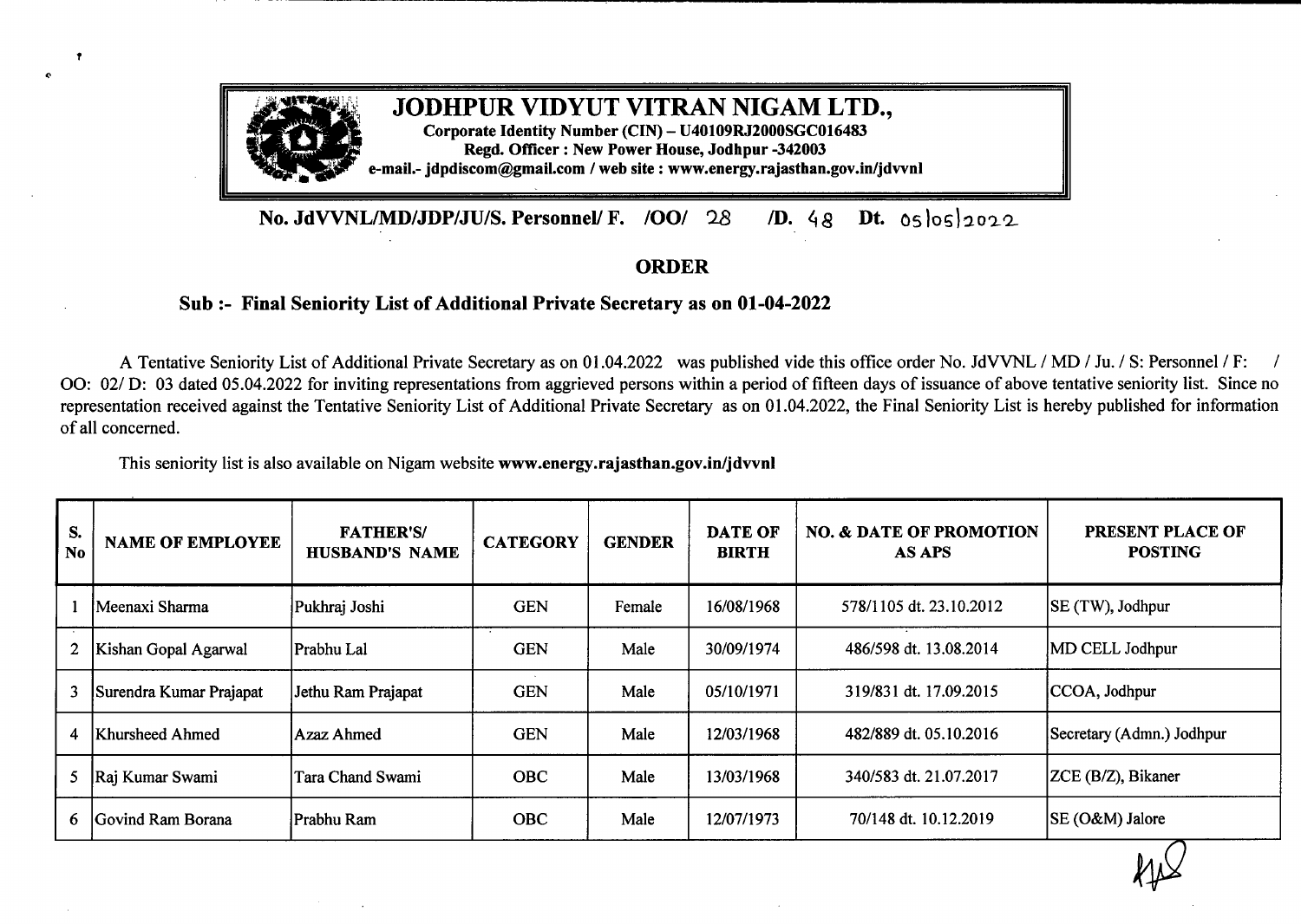# JODHPUR VIDYUT VITRAN NIGAM LTD.,

**Corporate Identity Number (CIN) – U40109RJ2000SGC016483**
**Regd. Officer : New Power House, Jodhpur -342003**
**e-mail.- jdpdiscom@gmail.com / web site : www.energy.rajasthan.gov.in/jdvvnl**

**No. JdVVNL/MD/JDP/JU/S. Personnel/ F. /OO/ 28 /D. 48 Dt. 05/05/2022**

## ORDER

### Sub :- Final Seniority List of Additional Private Secretary as on 01-04-2022

A Tentative Seniority List of Additional Private Secretary as on 01.04.2022 was published vide this office order No. JdVVNL / MD / Ju. / S: Personnel / F: / OO: 02/ D: 03 dated 05.04.2022 for inviting representations from aggrieved persons within a period of fifteen days of issuance of above tentative seniority list. Since no representation received against the Tentative Seniority List of Additional Private Secretary as on 01.04.2022, the Final Seniority List is hereby published for information of all concerned.

This seniority list is also available on Nigam website **www.energy.rajasthan.gov.in/jdvvnl**

| S. No | NAME OF EMPLOYEE | FATHER'S/ HUSBAND'S NAME | CATEGORY | GENDER | DATE OF BIRTH | NO. & DATE OF PROMOTION AS APS | PRESENT PLACE OF POSTING |
|---|---|---|---|---|---|---|---|
| 1 | Meenaxi Sharma | Pukhraj Joshi | GEN | Female | 16/08/1968 | 578/1105 dt. 23.10.2012 | SE (TW), Jodhpur |
| 2 | Kishan Gopal Agarwal | Prabhu Lal | GEN | Male | 30/09/1974 | 486/598 dt. 13.08.2014 | MD CELL Jodhpur |
| 3 | Surendra Kumar Prajapat | Jethu Ram Prajapat | GEN | Male | 05/10/1971 | 319/831 dt. 17.09.2015 | CCOA, Jodhpur |
| 4 | Khursheed Ahmed | Azaz Ahmed | GEN | Male | 12/03/1968 | 482/889 dt. 05.10.2016 | Secretary (Admn.) Jodhpur |
| 5 | Raj Kumar Swami | Tara Chand Swami | OBC | Male | 13/03/1968 | 340/583 dt. 21.07.2017 | ZCE (B/Z), Bikaner |
| 6 | Govind Ram Borana | Prabhu Ram | OBC | Male | 12/07/1973 | 70/148 dt. 10.12.2019 | SE (O&M) Jalore |